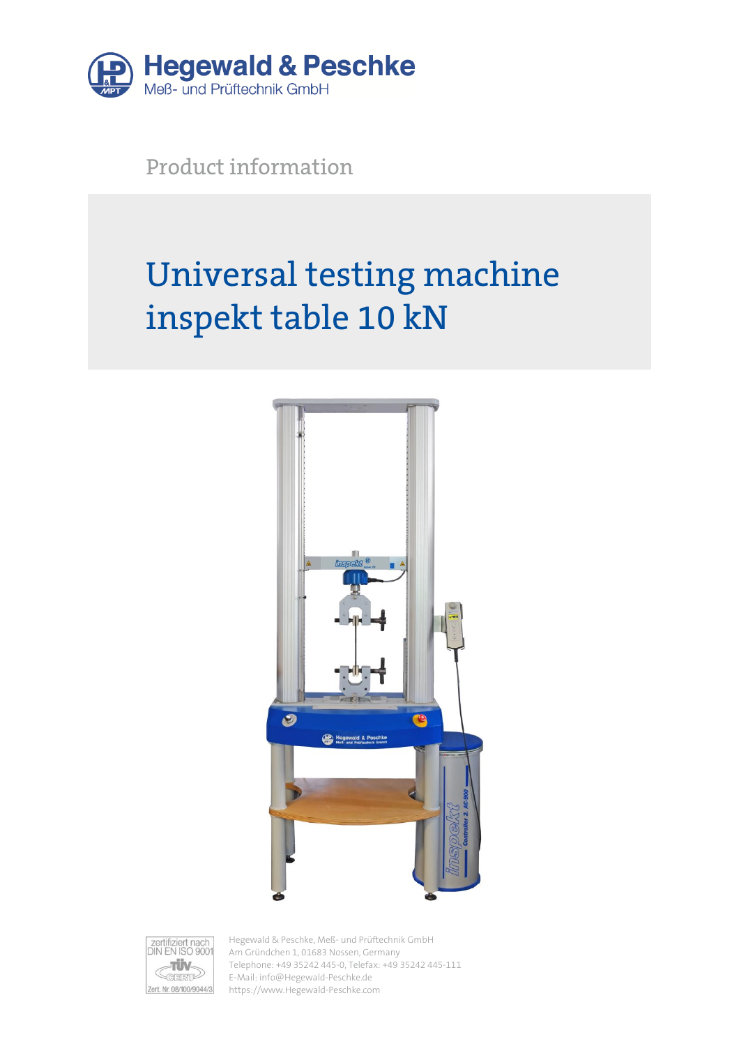Hegewald & Peschke
Meß- und Prüftechnik GmbH

Product information

# Universal testing machine inspekt table 10 kN

zertifiziert nach DIN EN ISO 9001
TÜV CERT
Zert. Nr. 08/100/9044/3

Hegewald & Peschke, Meß- und Prüftechnik GmbH
Am Gründchen 1, 01683 Nossen, Germany
Telephone: +49 35242 445-0, Telefax: +49 35242 445-111
E-Mail: info@Hegewald-Peschke.de
https://www.Hegewald-Peschke.com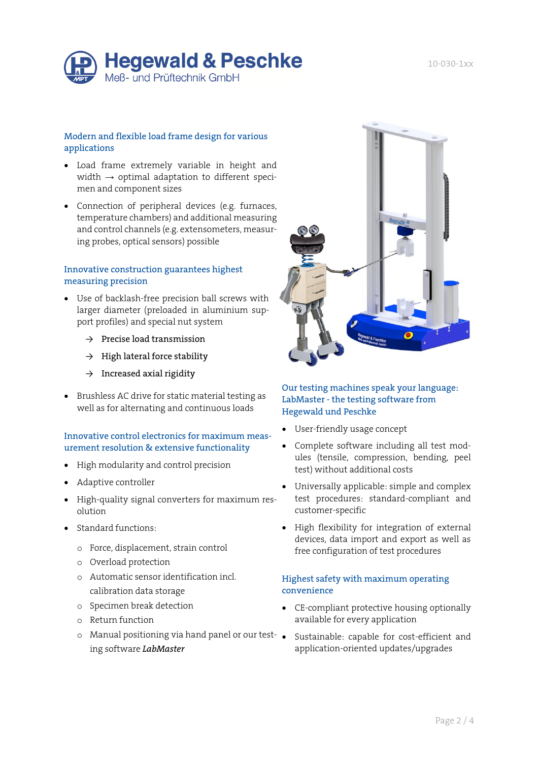## Modern and flexible load frame design for various applications

- Load frame extremely variable in height and width → optimal adaptation to different specimen and component sizes
- Connection of peripheral devices (e.g. furnaces, temperature chambers) and additional measuring and control channels (e.g. extensometers, measuring probes, optical sensors) possible

## Innovative construction guarantees highest measuring precision

- Use of backlash-free precision ball screws with larger diameter (preloaded in aluminium support profiles) and special nut system
  - → Precise load transmission
  - → High lateral force stability
  - → Increased axial rigidity
- Brushless AC drive for static material testing as well as for alternating and continuous loads

## Innovative control electronics for maximum measurement resolution & extensive functionality

- High modularity and control precision
- Adaptive controller
- High-quality signal converters for maximum resolution
- Standard functions:
  - Force, displacement, strain control
  - Overload protection
  - Automatic sensor identification incl. calibration data storage
  - Specimen break detection
  - Return function
  - Manual positioning via hand panel or our testing software ***LabMaster***

## Our testing machines speak your language: LabMaster - the testing software from Hegewald und Peschke

- User-friendly usage concept
- Complete software including all test modules (tensile, compression, bending, peel test) without additional costs
- Universally applicable: simple and complex test procedures: standard-compliant and customer-specific
- High flexibility for integration of external devices, data import and export as well as free configuration of test procedures

## Highest safety with maximum operating convenience

- CE-compliant protective housing optionally available for every application
- Sustainable: capable for cost-efficient and application-oriented updates/upgrades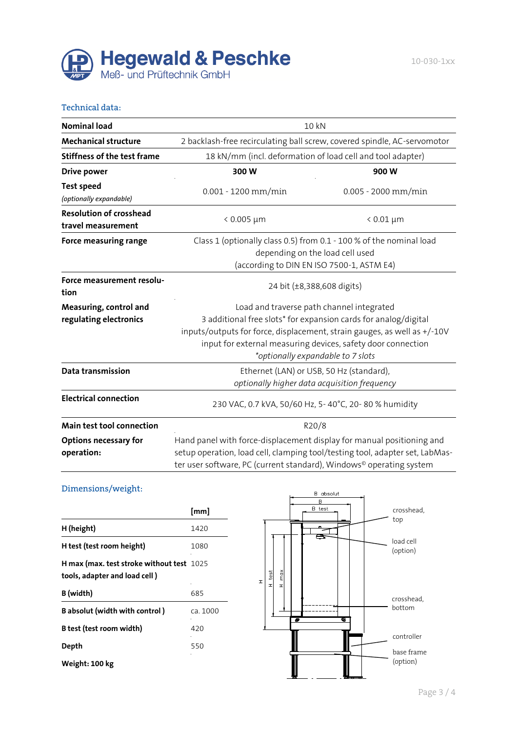Technical data:

| | | |
|---|---|---|
| **Nominal load** | 10 kN | |
| **Mechanical structure** | 2 backlash-free recirculating ball screw, covered spindle, AC-servomotor | |
| **Stiffness of the test frame** | 18 kN/mm (incl. deformation of load cell and tool adapter) | |
| **Drive power** | **300 W** | **900 W** |
| **Test speed** *(optionally expandable)* | 0.001 - 1200 mm/min | 0.005 - 2000 mm/min |
| **Resolution of crosshead travel measurement** | < 0.005 µm | < 0.01 µm |
| **Force measuring range** | Class 1 (optionally class 0.5) from 0.1 - 100 % of the nominal load depending on the load cell used (according to DIN EN ISO 7500-1, ASTM E4) | |
| **Force measurement resolution** | 24 bit (±8,388,608 digits) | |
| **Measuring, control and regulating electronics** | Load and traverse path channel integrated 3 additional free slots* for expansion cards for analog/digital inputs/outputs for force, displacement, strain gauges, as well as +/-10V input for external measuring devices, safety door connection *\*optionally expandable to 7 slots* | |
| **Data transmission** | Ethernet (LAN) or USB, 50 Hz (standard), *optionally higher data acquisition frequency* | |
| **Electrical connection** | 230 VAC, 0.7 kVA, 50/60 Hz, 5- 40°C, 20- 80 % humidity | |
| **Main test tool connection** | R20/8 | |
| **Options necessary for operation:** | Hand panel with force-displacement display for manual positioning and setup operation, load cell, clamping tool/testing tool, adapter set, LabMaster user software, PC (current standard), Windows© operating system | |

Dimensions/weight:

| | [mm] |
|---|---|
| **H (height)** | 1420 |
| **H test (test room height)** | 1080 |
| **H max (max. test stroke without test tools, adapter and load cell )** | 1025 |
| **B (width)** | 685 |
| **B absolut (width with control )** | ca. 1000 |
| **B test (test room width)** | 420 |
| **Depth** | 550 |

**Weight: 100 kg**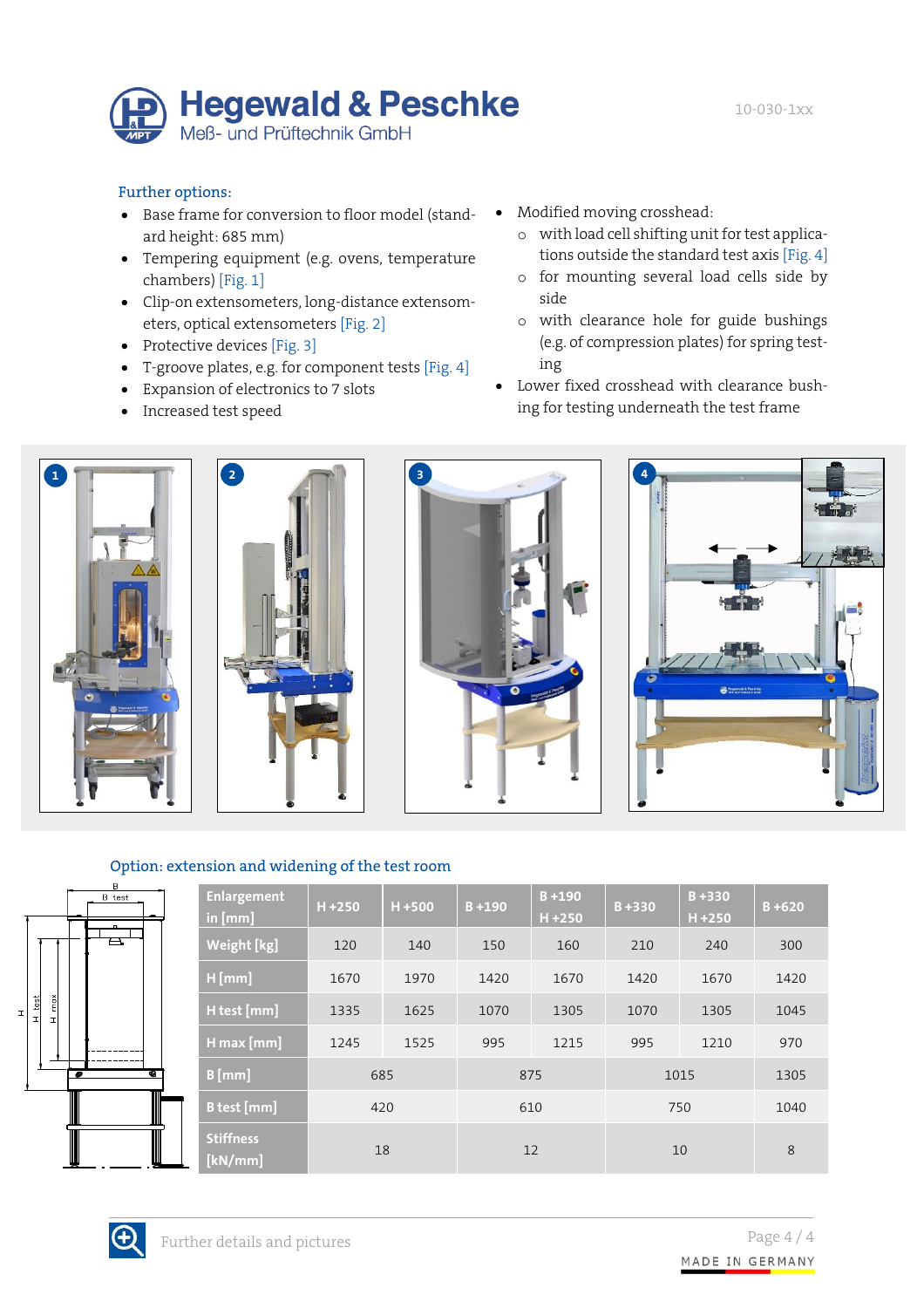## Further options:

- Base frame for conversion to floor model (standard height: 685 mm)
- Tempering equipment (e.g. ovens, temperature chambers) [Fig. 1]
- Clip-on extensometers, long-distance extensometers, optical extensometers [Fig. 2]
- Protective devices [Fig. 3]
- T-groove plates, e.g. for component tests [Fig. 4]
- Expansion of electronics to 7 slots
- Increased test speed
- Modified moving crosshead:
  - with load cell shifting unit for test applications outside the standard test axis [Fig. 4]
  - for mounting several load cells side by side
  - with clearance hole for guide bushings (e.g. of compression plates) for spring testing
- Lower fixed crosshead with clearance bushing for testing underneath the test frame

## Option: extension and widening of the test room

| Enlargement in [mm] | H +250 | H +500 | B +190 | B +190 H +250 | B +330 | B +330 H +250 | B +620 |
|---|---|---|---|---|---|---|---|
| Weight [kg] | 120 | 140 | 150 | 160 | 210 | 240 | 300 |
| H [mm] | 1670 | 1970 | 1420 | 1670 | 1420 | 1670 | 1420 |
| H test [mm] | 1335 | 1625 | 1070 | 1305 | 1070 | 1305 | 1045 |
| H max [mm] | 1245 | 1525 | 995 | 1215 | 995 | 1210 | 970 |
| B [mm] | 685 | | 875 | | 1015 | | 1305 |
| B test [mm] | 420 | | 610 | | 750 | | 1040 |
| Stiffness [kN/mm] | 18 | | 12 | | 10 | | 8 |

Further details and pictures